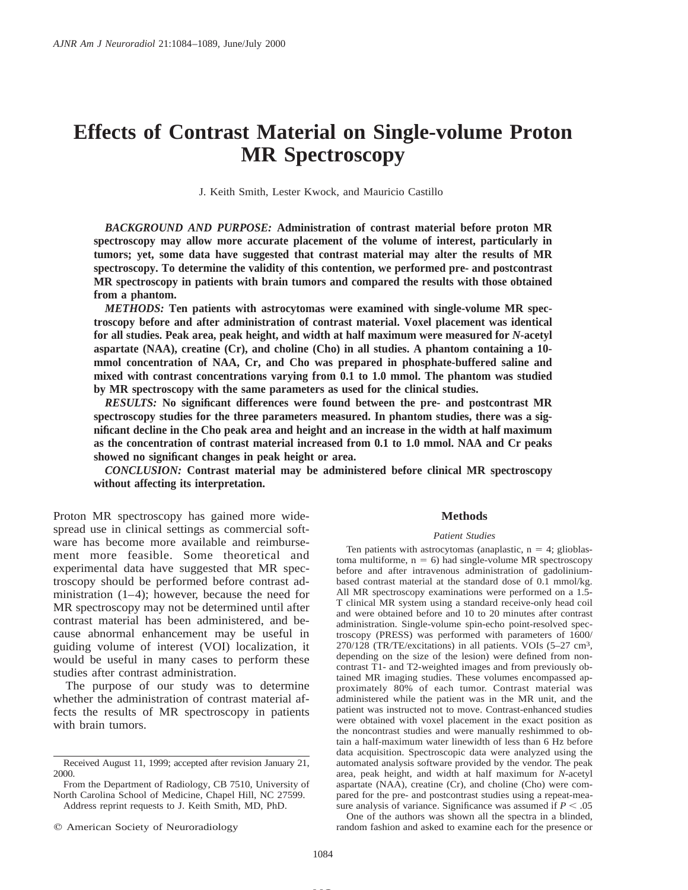# Effects of Contrast Material on Single-volume Proton MR Spectroscopy

J. Keith Smith, Lester Kwock, and Mauricio Castillo

***BACKGROUND AND PURPOSE:*** **Administration of contrast material before proton MR spectroscopy may allow more accurate placement of the volume of interest, particularly in tumors; yet, some data have suggested that contrast material may alter the results of MR spectroscopy. To determine the validity of this contention, we performed pre- and postcontrast MR spectroscopy in patients with brain tumors and compared the results with those obtained from a phantom.**

***METHODS:*** **Ten patients with astrocytomas were examined with single-volume MR spectroscopy before and after administration of contrast material. Voxel placement was identical for all studies. Peak area, peak height, and width at half maximum were measured for *N*-acetyl aspartate (NAA), creatine (Cr), and choline (Cho) in all studies. A phantom containing a 10-mmol concentration of NAA, Cr, and Cho was prepared in phosphate-buffered saline and mixed with contrast concentrations varying from 0.1 to 1.0 mmol. The phantom was studied by MR spectroscopy with the same parameters as used for the clinical studies.**

***RESULTS:*** **No significant differences were found between the pre- and postcontrast MR spectroscopy studies for the three parameters measured. In phantom studies, there was a significant decline in the Cho peak area and height and an increase in the width at half maximum as the concentration of contrast material increased from 0.1 to 1.0 mmol. NAA and Cr peaks showed no significant changes in peak height or area.**

***CONCLUSION:*** **Contrast material may be administered before clinical MR spectroscopy without affecting its interpretation.**

Proton MR spectroscopy has gained more widespread use in clinical settings as commercial software has become more available and reimbursement more feasible. Some theoretical and experimental data have suggested that MR spectroscopy should be performed before contrast administration (1–4); however, because the need for MR spectroscopy may not be determined until after contrast material has been administered, and because abnormal enhancement may be useful in guiding volume of interest (VOI) localization, it would be useful in many cases to perform these studies after contrast administration.

The purpose of our study was to determine whether the administration of contrast material affects the results of MR spectroscopy in patients with brain tumors.

Received August 11, 1999; accepted after revision January 21, 2000.

From the Department of Radiology, CB 7510, University of North Carolina School of Medicine, Chapel Hill, NC 27599.

Address reprint requests to J. Keith Smith, MD, PhD.

© American Society of Neuroradiology

## Methods

### *Patient Studies*

Ten patients with astrocytomas (anaplastic, n = 4; glioblastoma multiforme, n = 6) had single-volume MR spectroscopy before and after intravenous administration of gadolinium-based contrast material at the standard dose of 0.1 mmol/kg. All MR spectroscopy examinations were performed on a 1.5-T clinical MR system using a standard receive-only head coil and were obtained before and 10 to 20 minutes after contrast administration. Single-volume spin-echo point-resolved spectroscopy (PRESS) was performed with parameters of 1600/270/128 (TR/TE/excitations) in all patients. VOIs (5–27 $cm^3$, depending on the size of the lesion) were defined from noncontrast T1- and T2-weighted images and from previously obtained MR imaging studies. These volumes encompassed approximately 80% of each tumor. Contrast material was administered while the patient was in the MR unit, and the patient was instructed not to move. Contrast-enhanced studies were obtained with voxel placement in the exact position as the noncontrast studies and were manually reshimmed to obtain a half-maximum water linewidth of less than 6 Hz before data acquisition. Spectroscopic data were analyzed using the automated analysis software provided by the vendor. The peak area, peak height, and width at half maximum for *N*-acetyl aspartate (NAA), creatine (Cr), and choline (Cho) were compared for the pre- and postcontrast studies using a repeat-measure analysis of variance. Significance was assumed if $P < .05$

One of the authors was shown all the spectra in a blinded, random fashion and asked to examine each for the presence or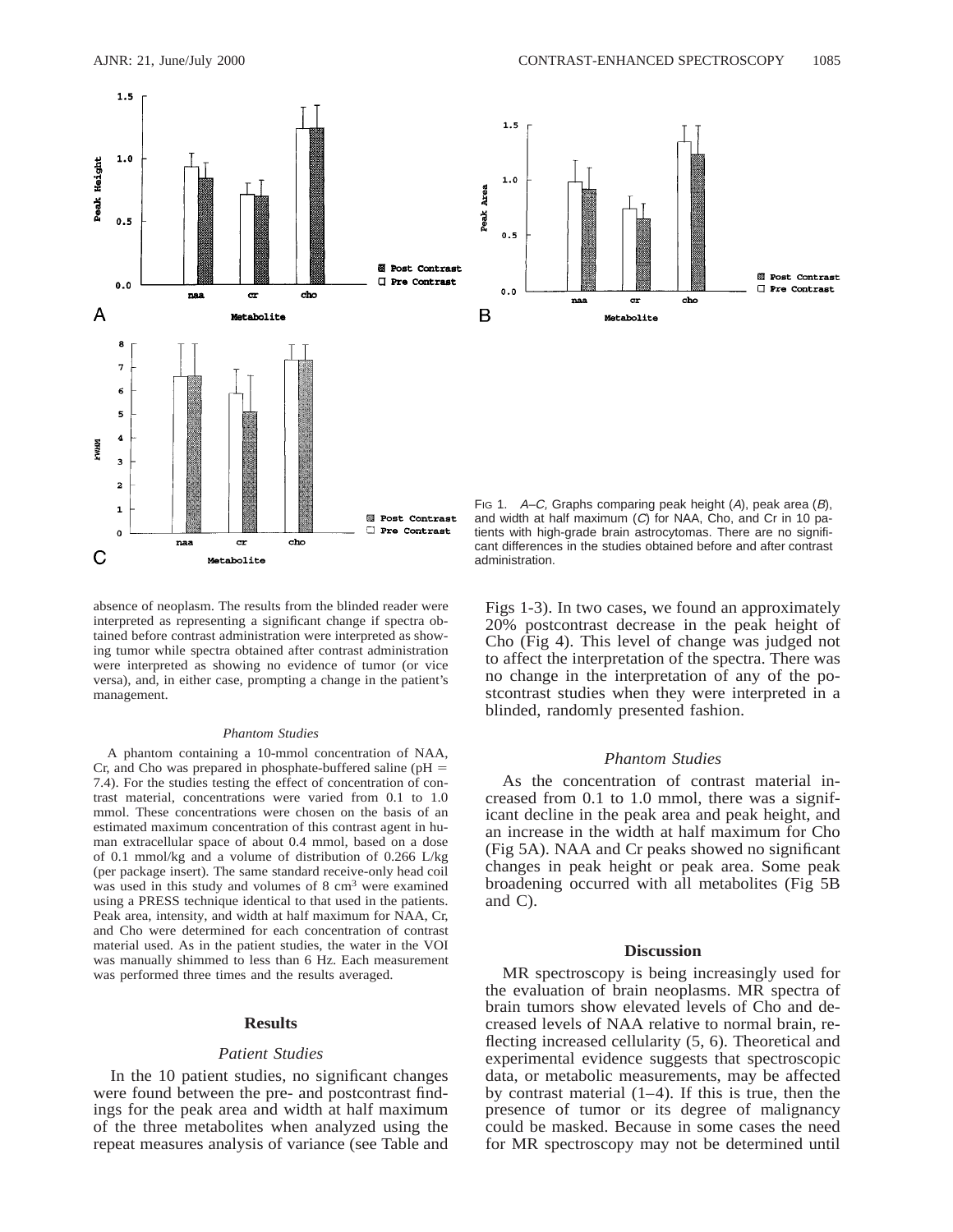Fig 1. *A–C,* Graphs comparing peak height (*A*), peak area (*B*), and width at half maximum (*C*) for NAA, Cho, and Cr in 10 patients with high-grade brain astrocytomas. There are no significant differences in the studies obtained before and after contrast administration.

absence of neoplasm. The results from the blinded reader were interpreted as representing a significant change if spectra obtained before contrast administration were interpreted as showing tumor while spectra obtained after contrast administration were interpreted as showing no evidence of tumor (or vice versa), and, in either case, prompting a change in the patient's management.

### Phantom Studies

A phantom containing a 10-mmol concentration of NAA, Cr, and Cho was prepared in phosphate-buffered saline (pH = 7.4). For the studies testing the effect of concentration of contrast material, concentrations were varied from 0.1 to 1.0 mmol. These concentrations were chosen on the basis of an estimated maximum concentration of this contrast agent in human extracellular space of about 0.4 mmol, based on a dose of 0.1 mmol/kg and a volume of distribution of 0.266 L/kg (per package insert). The same standard receive-only head coil was used in this study and volumes of 8 $cm^3$ were examined using a PRESS technique identical to that used in the patients. Peak area, intensity, and width at half maximum for NAA, Cr, and Cho were determined for each concentration of contrast material used. As in the patient studies, the water in the VOI was manually shimmed to less than 6 Hz. Each measurement was performed three times and the results averaged.

## Results

### Patient Studies

In the 10 patient studies, no significant changes were found between the pre- and postcontrast findings for the peak area and width at half maximum of the three metabolites when analyzed using the repeat measures analysis of variance (see Table and Figs 1-3). In two cases, we found an approximately 20% postcontrast decrease in the peak height of Cho (Fig 4). This level of change was judged not to affect the interpretation of the spectra. There was no change in the interpretation of any of the postcontrast studies when they were interpreted in a blinded, randomly presented fashion.

### Phantom Studies

As the concentration of contrast material increased from 0.1 to 1.0 mmol, there was a significant decline in the peak area and peak height, and an increase in the width at half maximum for Cho (Fig 5A). NAA and Cr peaks showed no significant changes in peak height or peak area. Some peak broadening occurred with all metabolites (Fig 5B and C).

## Discussion

MR spectroscopy is being increasingly used for the evaluation of brain neoplasms. MR spectra of brain tumors show elevated levels of Cho and decreased levels of NAA relative to normal brain, reflecting increased cellularity (5, 6). Theoretical and experimental evidence suggests that spectroscopic data, or metabolic measurements, may be affected by contrast material (1–4). If this is true, then the presence of tumor or its degree of malignancy could be masked. Because in some cases the need for MR spectroscopy may not be determined until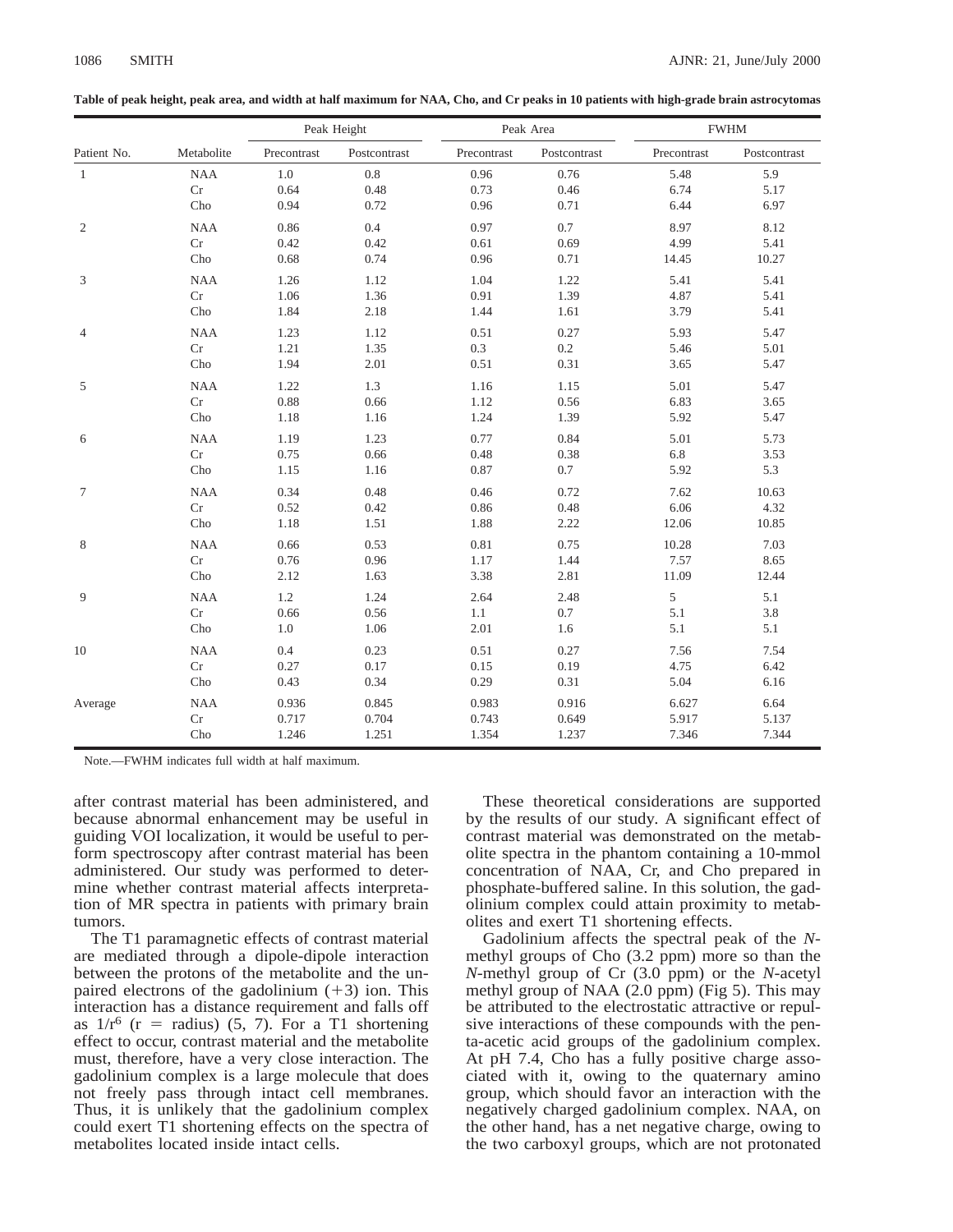**Table of peak height, peak area, and width at half maximum for NAA, Cho, and Cr peaks in 10 patients with high-grade brain astrocytomas**

| Patient No. | Metabolite | Peak Height | | Peak Area | | FWHM | |
|---|---|---|---|---|---|---|---|
| | | Precontrast | Postcontrast | Precontrast | Postcontrast | Precontrast | Postcontrast |
| 1 | NAA | 1.0 | 0.8 | 0.96 | 0.76 | 5.48 | 5.9 |
| | Cr | 0.64 | 0.48 | 0.73 | 0.46 | 6.74 | 5.17 |
| | Cho | 0.94 | 0.72 | 0.96 | 0.71 | 6.44 | 6.97 |
| 2 | NAA | 0.86 | 0.4 | 0.97 | 0.7 | 8.97 | 8.12 |
| | Cr | 0.42 | 0.42 | 0.61 | 0.69 | 4.99 | 5.41 |
| | Cho | 0.68 | 0.74 | 0.96 | 0.71 | 14.45 | 10.27 |
| 3 | NAA | 1.26 | 1.12 | 1.04 | 1.22 | 5.41 | 5.41 |
| | Cr | 1.06 | 1.36 | 0.91 | 1.39 | 4.87 | 5.41 |
| | Cho | 1.84 | 2.18 | 1.44 | 1.61 | 3.79 | 5.41 |
| 4 | NAA | 1.23 | 1.12 | 0.51 | 0.27 | 5.93 | 5.47 |
| | Cr | 1.21 | 1.35 | 0.3 | 0.2 | 5.46 | 5.01 |
| | Cho | 1.94 | 2.01 | 0.51 | 0.31 | 3.65 | 5.47 |
| 5 | NAA | 1.22 | 1.3 | 1.16 | 1.15 | 5.01 | 5.47 |
| | Cr | 0.88 | 0.66 | 1.12 | 0.56 | 6.83 | 3.65 |
| | Cho | 1.18 | 1.16 | 1.24 | 1.39 | 5.92 | 5.47 |
| 6 | NAA | 1.19 | 1.23 | 0.77 | 0.84 | 5.01 | 5.73 |
| | Cr | 0.75 | 0.66 | 0.48 | 0.38 | 6.8 | 3.53 |
| | Cho | 1.15 | 1.16 | 0.87 | 0.7 | 5.92 | 5.3 |
| 7 | NAA | 0.34 | 0.48 | 0.46 | 0.72 | 7.62 | 10.63 |
| | Cr | 0.52 | 0.42 | 0.86 | 0.48 | 6.06 | 4.32 |
| | Cho | 1.18 | 1.51 | 1.88 | 2.22 | 12.06 | 10.85 |
| 8 | NAA | 0.66 | 0.53 | 0.81 | 0.75 | 10.28 | 7.03 |
| | Cr | 0.76 | 0.96 | 1.17 | 1.44 | 7.57 | 8.65 |
| | Cho | 2.12 | 1.63 | 3.38 | 2.81 | 11.09 | 12.44 |
| 9 | NAA | 1.2 | 1.24 | 2.64 | 2.48 | 5 | 5.1 |
| | Cr | 0.66 | 0.56 | 1.1 | 0.7 | 5.1 | 3.8 |
| | Cho | 1.0 | 1.06 | 2.01 | 1.6 | 5.1 | 5.1 |
| 10 | NAA | 0.4 | 0.23 | 0.51 | 0.27 | 7.56 | 7.54 |
| | Cr | 0.27 | 0.17 | 0.15 | 0.19 | 4.75 | 6.42 |
| | Cho | 0.43 | 0.34 | 0.29 | 0.31 | 5.04 | 6.16 |
| Average | NAA | 0.936 | 0.845 | 0.983 | 0.916 | 6.627 | 6.64 |
| | Cr | 0.717 | 0.704 | 0.743 | 0.649 | 5.917 | 5.137 |
| | Cho | 1.246 | 1.251 | 1.354 | 1.237 | 7.346 | 7.344 |

Note.—FWHM indicates full width at half maximum.

after contrast material has been administered, and because abnormal enhancement may be useful in guiding VOI localization, it would be useful to perform spectroscopy after contrast material has been administered. Our study was performed to determine whether contrast material affects interpretation of MR spectra in patients with primary brain tumors.

The T1 paramagnetic effects of contrast material are mediated through a dipole-dipole interaction between the protons of the metabolite and the unpaired electrons of the gadolinium (+3) ion. This interaction has a distance requirement and falls off as $1/r^6$ ($r$ = radius) (5, 7). For a T1 shortening effect to occur, contrast material and the metabolite must, therefore, have a very close interaction. The gadolinium complex is a large molecule that does not freely pass through intact cell membranes. Thus, it is unlikely that the gadolinium complex could exert T1 shortening effects on the spectra of metabolites located inside intact cells.

These theoretical considerations are supported by the results of our study. A significant effect of contrast material was demonstrated on the metabolite spectra in the phantom containing a 10-mmol concentration of NAA, Cr, and Cho prepared in phosphate-buffered saline. In this solution, the gadolinium complex could attain proximity to metabolites and exert T1 shortening effects.

Gadolinium affects the spectral peak of the *N*-methyl groups of Cho (3.2 ppm) more so than the *N*-methyl group of Cr (3.0 ppm) or the *N*-acetyl methyl group of NAA (2.0 ppm) (Fig 5). This may be attributed to the electrostatic attractive or repulsive interactions of these compounds with the penta-acetic acid groups of the gadolinium complex. At pH 7.4, Cho has a fully positive charge associated with it, owing to the quaternary amino group, which should favor an interaction with the negatively charged gadolinium complex. NAA, on the other hand, has a net negative charge, owing to the two carboxyl groups, which are not protonated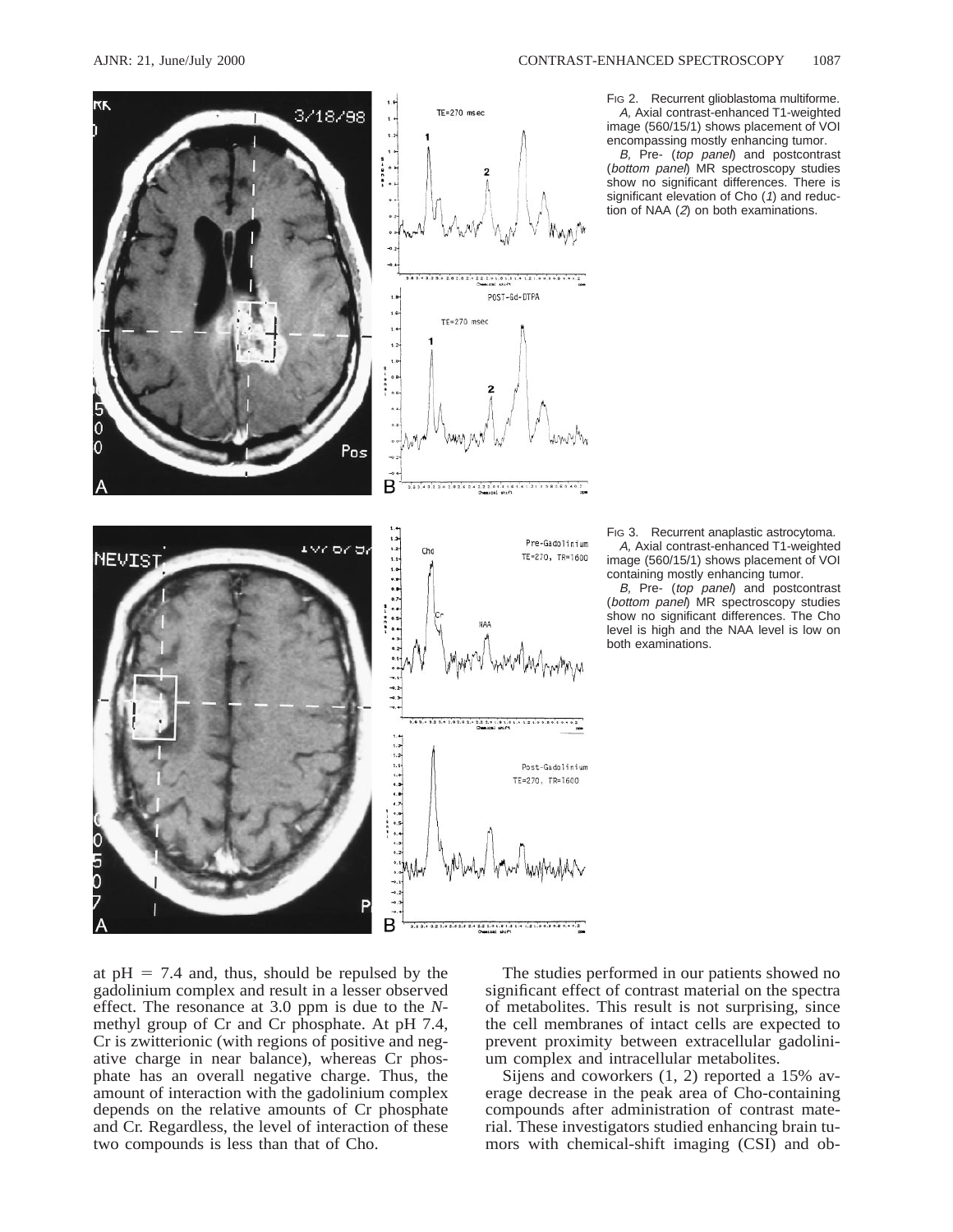FIG 2. Recurrent glioblastoma multiforme.

*A,* Axial contrast-enhanced T1-weighted image (560/15/1) shows placement of VOI encompassing mostly enhancing tumor.

*B,* Pre- (*top panel*) and postcontrast (*bottom panel*) MR spectroscopy studies show no significant differences. There is significant elevation of Cho (*1*) and reduction of NAA (*2*) on both examinations.

FIG 3. Recurrent anaplastic astrocytoma.

*A,* Axial contrast-enhanced T1-weighted image (560/15/1) shows placement of VOI containing mostly enhancing tumor.

*B,* Pre- (*top panel*) and postcontrast (*bottom panel*) MR spectroscopy studies show no significant differences. The Cho level is high and the NAA level is low on both examinations.

at pH = 7.4 and, thus, should be repulsed by the gadolinium complex and result in a lesser observed effect. The resonance at 3.0 ppm is due to the *N*-methyl group of Cr and Cr phosphate. At pH 7.4, Cr is zwitterionic (with regions of positive and negative charge in near balance), whereas Cr phosphate has an overall negative charge. Thus, the amount of interaction with the gadolinium complex depends on the relative amounts of Cr phosphate and Cr. Regardless, the level of interaction of these two compounds is less than that of Cho.

The studies performed in our patients showed no significant effect of contrast material on the spectra of metabolites. This result is not surprising, since the cell membranes of intact cells are expected to prevent proximity between extracellular gadolinium complex and intracellular metabolites.

Sijens and coworkers (1, 2) reported a 15% average decrease in the peak area of Cho-containing compounds after administration of contrast material. These investigators studied enhancing brain tumors with chemical-shift imaging (CSI) and ob-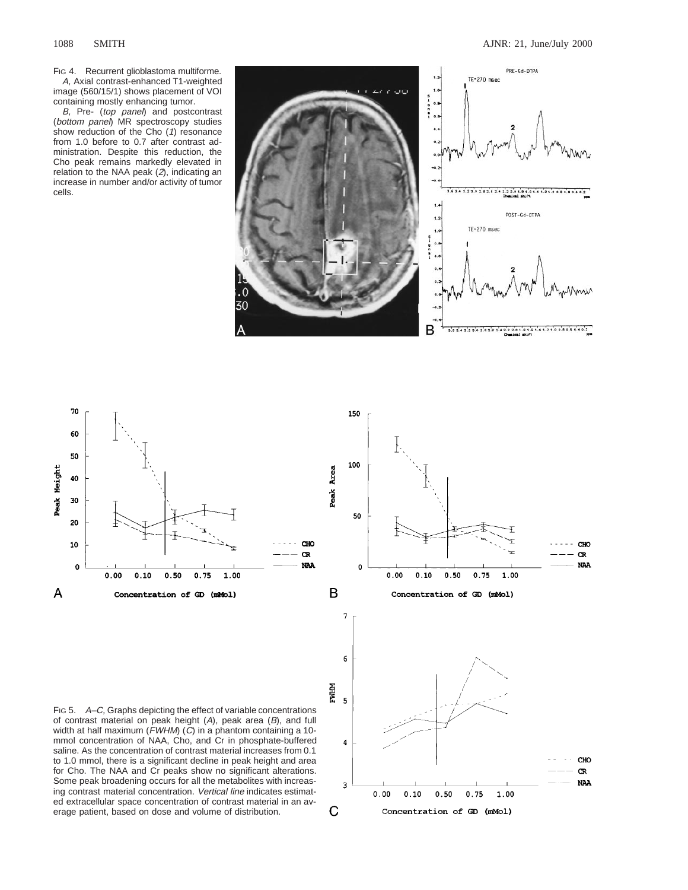Fig 4. Recurrent glioblastoma multiforme.

*A,* Axial contrast-enhanced T1-weighted image (560/15/1) shows placement of VOI containing mostly enhancing tumor.

*B,* Pre- (*top panel*) and postcontrast (*bottom panel*) MR spectroscopy studies show reduction of the Cho (*1*) resonance from 1.0 before to 0.7 after contrast administration. Despite this reduction, the Cho peak remains markedly elevated in relation to the NAA peak (*2*), indicating an increase in number and/or activity of tumor cells.

Fig 5. *A–C,* Graphs depicting the effect of variable concentrations of contrast material on peak height (*A*), peak area (*B*), and full width at half maximum (*FWHM*) (*C*) in a phantom containing a 10-mmol concentration of NAA, Cho, and Cr in phosphate-buffered saline. As the concentration of contrast material increases from 0.1 to 1.0 mmol, there is a significant decline in peak height and area for Cho. The NAA and Cr peaks show no significant alterations. Some peak broadening occurs for all the metabolites with increasing contrast material concentration. *Vertical line* indicates estimated extracellular space concentration of contrast material in an average patient, based on dose and volume of distribution.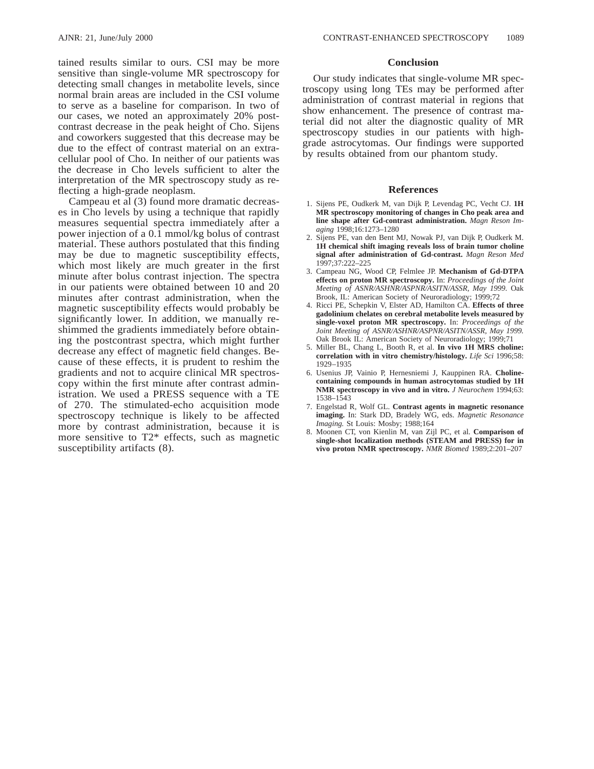tained results similar to ours. CSI may be more sensitive than single-volume MR spectroscopy for detecting small changes in metabolite levels, since normal brain areas are included in the CSI volume to serve as a baseline for comparison. In two of our cases, we noted an approximately 20% postcontrast decrease in the peak height of Cho. Sijens and coworkers suggested that this decrease may be due to the effect of contrast material on an extracellular pool of Cho. In neither of our patients was the decrease in Cho levels sufficient to alter the interpretation of the MR spectroscopy study as reflecting a high-grade neoplasm.

Campeau et al (3) found more dramatic decreases in Cho levels by using a technique that rapidly measures sequential spectra immediately after a power injection of a 0.1 mmol/kg bolus of contrast material. These authors postulated that this finding may be due to magnetic susceptibility effects, which most likely are much greater in the first minute after bolus contrast injection. The spectra in our patients were obtained between 10 and 20 minutes after contrast administration, when the magnetic susceptibility effects would probably be significantly lower. In addition, we manually reshimmed the gradients immediately before obtaining the postcontrast spectra, which might further decrease any effect of magnetic field changes. Because of these effects, it is prudent to reshim the gradients and not to acquire clinical MR spectroscopy within the first minute after contrast administration. We used a PRESS sequence with a TE of 270. The stimulated-echo acquisition mode spectroscopy technique is likely to be affected more by contrast administration, because it is more sensitive to T2* effects, such as magnetic susceptibility artifacts (8).

## Conclusion

Our study indicates that single-volume MR spectroscopy using long TEs may be performed after administration of contrast material in regions that show enhancement. The presence of contrast material did not alter the diagnostic quality of MR spectroscopy studies in our patients with high-grade astrocytomas. Our findings were supported by results obtained from our phantom study.

## References

1. Sijens PE, Oudkerk M, van Dijk P, Levendag PC, Vecht CJ. **1H MR spectroscopy monitoring of changes in Cho peak area and line shape after Gd-contrast administration.** *Magn Reson Imaging* 1998;16:1273–1280
2. Sijens PE, van den Bent MJ, Nowak PJ, van Dijk P, Oudkerk M. **1H chemical shift imaging reveals loss of brain tumor choline signal after administration of Gd-contrast.** *Magn Reson Med* 1997;37:222–225
3. Campeau NG, Wood CP, Felmlee JP. **Mechanism of Gd-DTPA effects on proton MR spectroscopy.** In: *Proceedings of the Joint Meeting of ASNR/ASHNR/ASPNR/ASITN/ASSR, May 1999.* Oak Brook, IL: American Society of Neuroradiology; 1999;72
4. Ricci PE, Schepkin V, Elster AD, Hamilton CA. **Effects of three gadolinium chelates on cerebral metabolite levels measured by single-voxel proton MR spectroscopy.** In: *Proceedings of the Joint Meeting of ASNR/ASHNR/ASPNR/ASITN/ASSR, May 1999.* Oak Brook IL: American Society of Neuroradiology; 1999;71
5. Miller BL, Chang L, Booth R, et al. **In vivo 1H MRS choline: correlation with in vitro chemistry/histology.** *Life Sci* 1996;58: 1929–1935
6. Usenius JP, Vainio P, Hernesniemi J, Kauppinen RA. **Choline-containing compounds in human astrocytomas studied by 1H NMR spectroscopy in vivo and in vitro.** *J Neurochem* 1994;63: 1538–1543
7. Engelstad R, Wolf GL. **Contrast agents in magnetic resonance imaging.** In: Stark DD, Bradely WG, eds. *Magnetic Resonance Imaging.* St Louis: Mosby; 1988;164
8. Moonen CT, von Kienlin M, van Zijl PC, et al. **Comparison of single-shot localization methods (STEAM and PRESS) for in vivo proton NMR spectroscopy.** *NMR Biomed* 1989;2:201–207